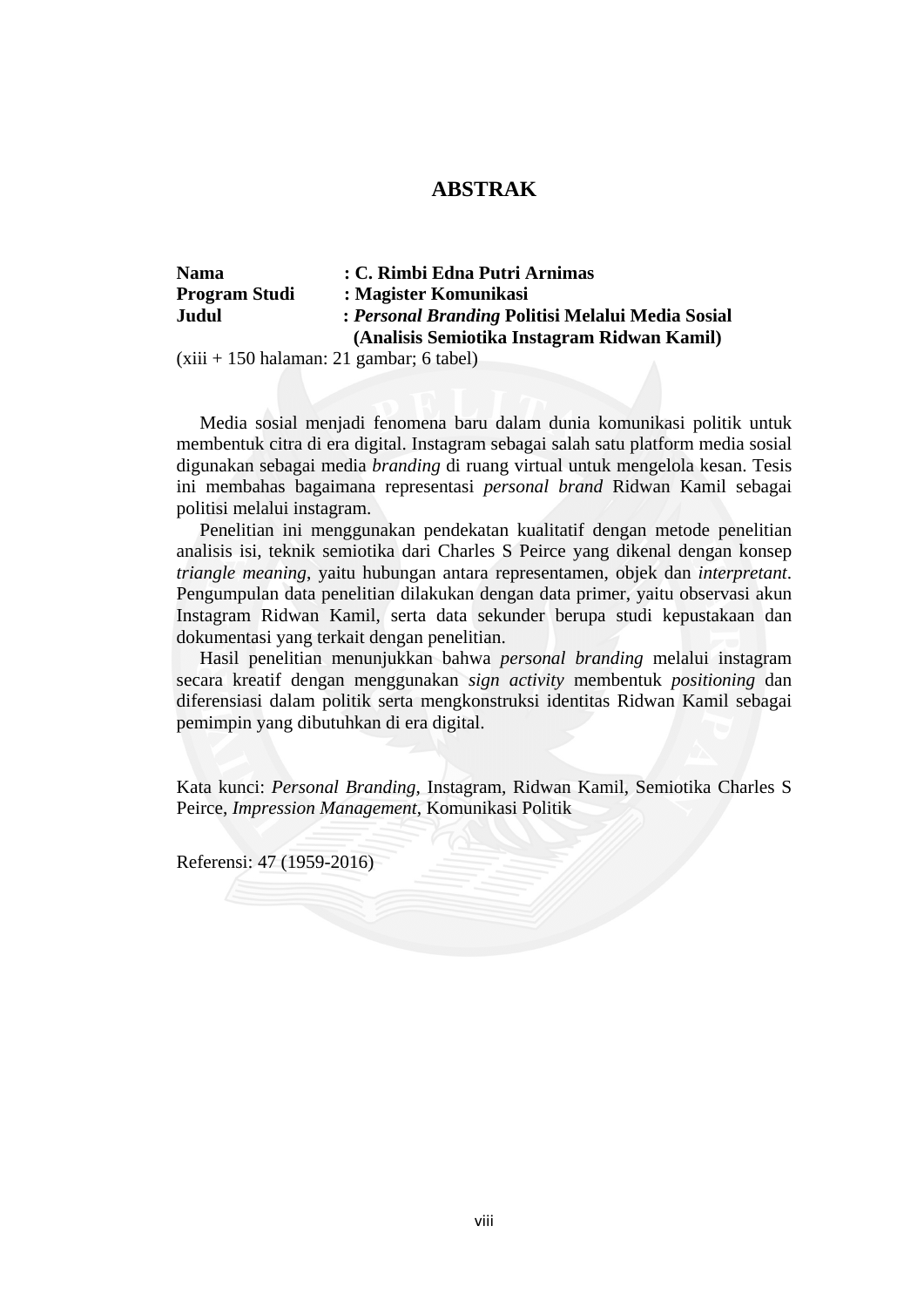# ABSTRAK

**Nama** : **C. Rimbi Edna Putri Arnimas**
**Program Studi** : **Magister Komunikasi**
**Judul** : ***Personal Branding* Politisi Melalui Media Sosial (Analisis Semiotika Instagram Ridwan Kamil)**

(xiii + 150 halaman: 21 gambar; 6 tabel)

Media sosial menjadi fenomena baru dalam dunia komunikasi politik untuk membentuk citra di era digital. Instagram sebagai salah satu platform media sosial digunakan sebagai media *branding* di ruang virtual untuk mengelola kesan. Tesis ini membahas bagaimana representasi *personal brand* Ridwan Kamil sebagai politisi melalui instagram.

Penelitian ini menggunakan pendekatan kualitatif dengan metode penelitian analisis isi, teknik semiotika dari Charles S Peirce yang dikenal dengan konsep *triangle meaning*, yaitu hubungan antara representamen, objek dan *interpretant*. Pengumpulan data penelitian dilakukan dengan data primer, yaitu observasi akun Instagram Ridwan Kamil, serta data sekunder berupa studi kepustakaan dan dokumentasi yang terkait dengan penelitian.

Hasil penelitian menunjukkan bahwa *personal branding* melalui instagram secara kreatif dengan menggunakan *sign activity* membentuk *positioning* dan diferensiasi dalam politik serta mengkonstruksi identitas Ridwan Kamil sebagai pemimpin yang dibutuhkan di era digital.

Kata kunci: *Personal Branding*, Instagram, Ridwan Kamil, Semiotika Charles S Peirce, *Impression Management*, Komunikasi Politik

Referensi: 47 (1959-2016)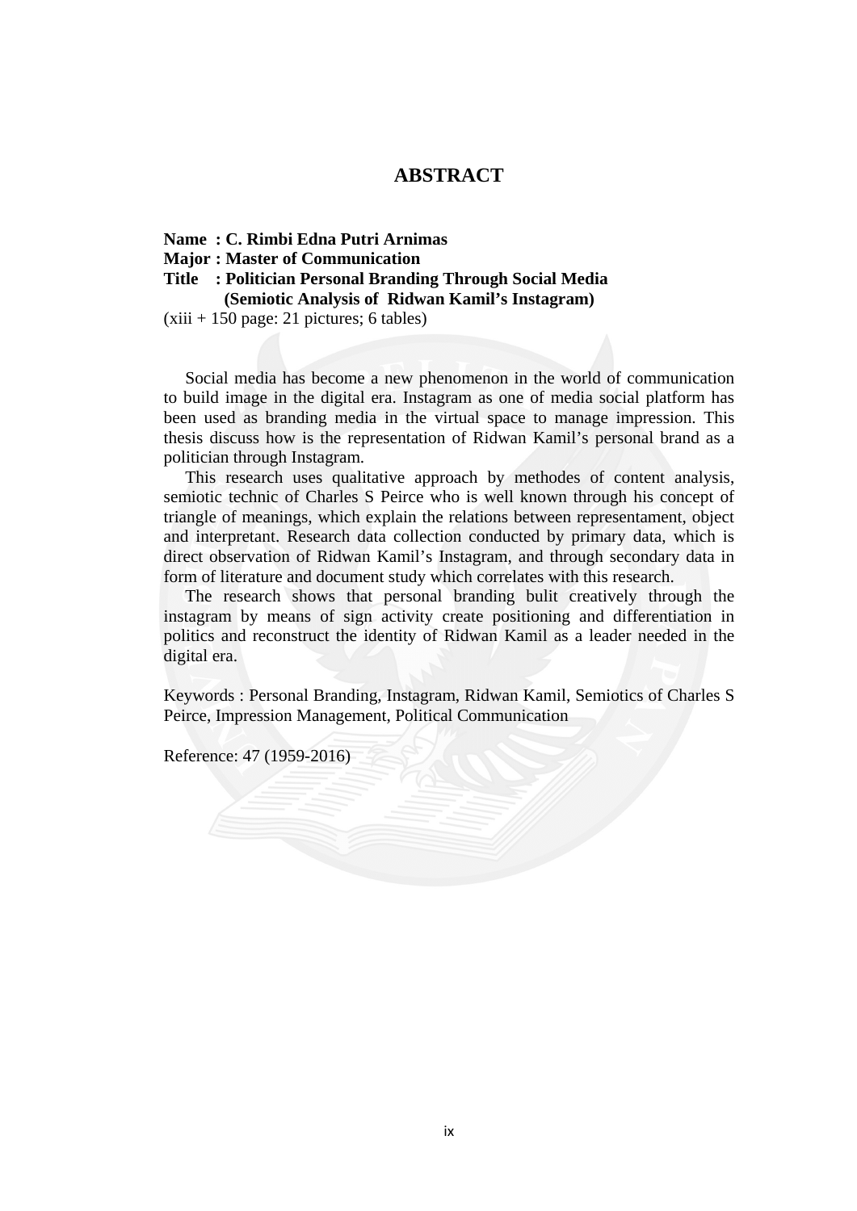# ABSTRACT

**Name : C. Rimbi Edna Putri Arnimas**
**Major : Master of Communication**
**Title : Politician Personal Branding Through Social Media (Semiotic Analysis of Ridwan Kamil's Instagram)**
(xiii + 150 page: 21 pictures; 6 tables)

Social media has become a new phenomenon in the world of communication to build image in the digital era. Instagram as one of media social platform has been used as branding media in the virtual space to manage impression. This thesis discuss how is the representation of Ridwan Kamil's personal brand as a politician through Instagram.

This research uses qualitative approach by methodes of content analysis, semiotic technic of Charles S Peirce who is well known through his concept of triangle of meanings, which explain the relations between representament, object and interpretant. Research data collection conducted by primary data, which is direct observation of Ridwan Kamil's Instagram, and through secondary data in form of literature and document study which correlates with this research.

The research shows that personal branding bulit creatively through the instagram by means of sign activity create positioning and differentiation in politics and reconstruct the identity of Ridwan Kamil as a leader needed in the digital era.

Keywords : Personal Branding, Instagram, Ridwan Kamil, Semiotics of Charles S Peirce, Impression Management, Political Communication

Reference: 47 (1959-2016)